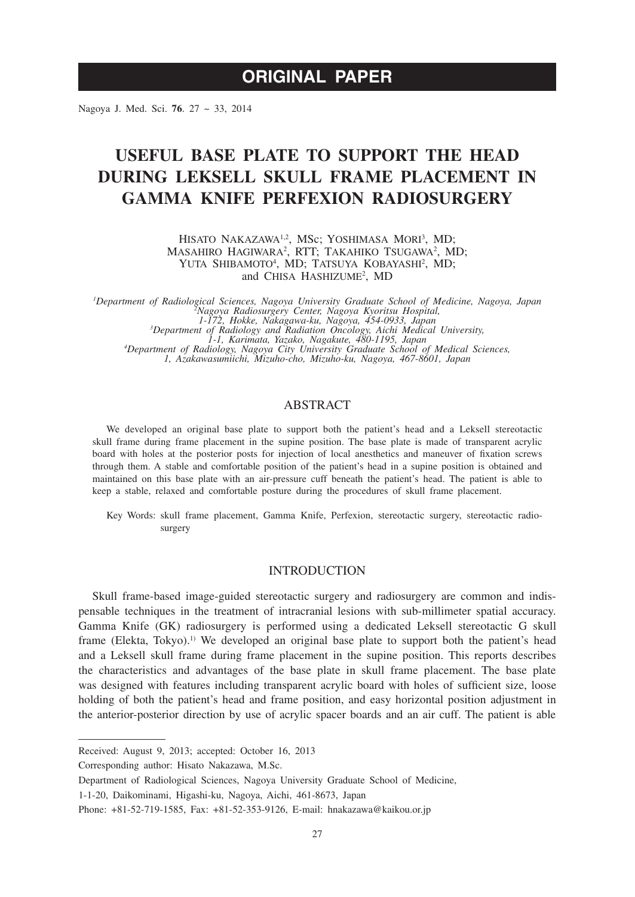ORIGINAL PAPER

# USEFUL BASE PLATE TO SUPPORT THE HEAD DURING LEKSELL SKULL FRAME PLACEMENT IN GAMMA KNIFE PERFEXION RADIOSURGERY

HISATO NAKAZAWA[1,2], MSc; YOSHIMASA MORI[3], MD; MASAHIRO HAGIWARA[2], RTT; TAKAHIKO TSUGAWA[2], MD; YUTA SHIBAMOTO[4], MD; TATSUYA KOBAYASHI[2], MD; and CHISA HASHIZUME[2], MD

*[1]Department of Radiological Sciences, Nagoya University Graduate School of Medicine, Nagoya, Japan*
*[2]Nagoya Radiosurgery Center, Nagoya Kyoritsu Hospital, 1-172, Hokke, Nakagawa-ku, Nagoya, 454-0933, Japan*
*[3]Department of Radiology and Radiation Oncology, Aichi Medical University, 1-1, Karimata, Yazako, Nagakute, 480-1195, Japan*
*[4]Department of Radiology, Nagoya City University Graduate School of Medical Sciences, 1, Azakawasumiichi, Mizuho-cho, Mizuho-ku, Nagoya, 467-8601, Japan*

## ABSTRACT

We developed an original base plate to support both the patient's head and a Leksell stereotactic skull frame during frame placement in the supine position. The base plate is made of transparent acrylic board with holes at the posterior posts for injection of local anesthetics and maneuver of fixation screws through them. A stable and comfortable position of the patient's head in a supine position is obtained and maintained on this base plate with an air-pressure cuff beneath the patient's head. The patient is able to keep a stable, relaxed and comfortable posture during the procedures of skull frame placement.

Key Words: skull frame placement, Gamma Knife, Perfexion, stereotactic surgery, stereotactic radiosurgery

## INTRODUCTION

Skull frame-based image-guided stereotactic surgery and radiosurgery are common and indispensable techniques in the treatment of intracranial lesions with sub-millimeter spatial accuracy. Gamma Knife (GK) radiosurgery is performed using a dedicated Leksell stereotactic G skull frame (Elekta, Tokyo).[1] We developed an original base plate to support both the patient's head and a Leksell skull frame during frame placement in the supine position. This reports describes the characteristics and advantages of the base plate in skull frame placement. The base plate was designed with features including transparent acrylic board with holes of sufficient size, loose holding of both the patient's head and frame position, and easy horizontal position adjustment in the anterior-posterior direction by use of acrylic spacer boards and an air cuff. The patient is able

---

Received: August 9, 2013; accepted: October 16, 2013

Corresponding author: Hisato Nakazawa, M.Sc.

Department of Radiological Sciences, Nagoya University Graduate School of Medicine,

1-1-20, Daikominami, Higashi-ku, Nagoya, Aichi, 461-8673, Japan

Phone: +81-52-719-1585, Fax: +81-52-353-9126, E-mail: hnakazawa@kaikou.or.jp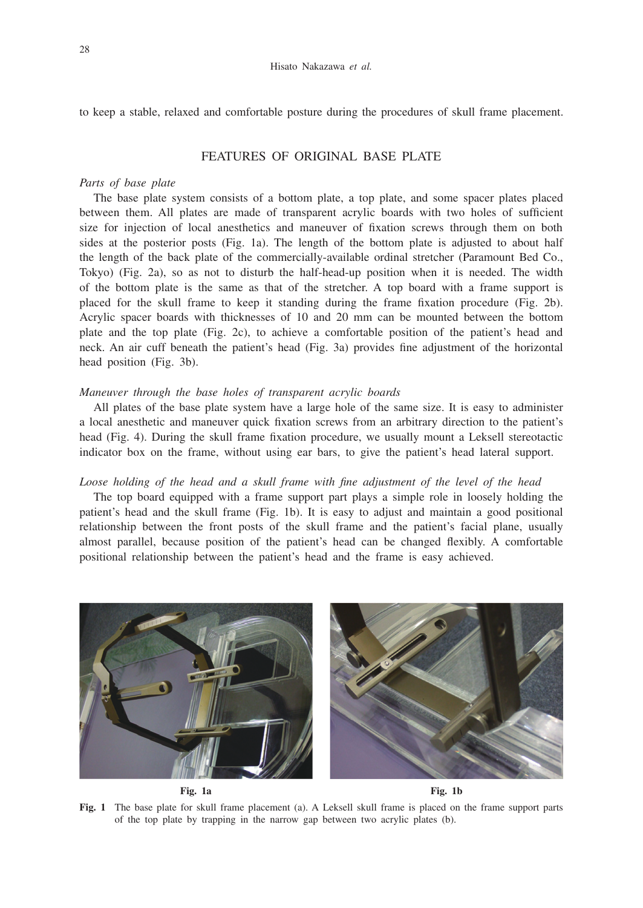to keep a stable, relaxed and comfortable posture during the procedures of skull frame placement.

## FEATURES OF ORIGINAL BASE PLATE

*Parts of base plate*

The base plate system consists of a bottom plate, a top plate, and some spacer plates placed between them. All plates are made of transparent acrylic boards with two holes of sufficient size for injection of local anesthetics and maneuver of fixation screws through them on both sides at the posterior posts (Fig. 1a). The length of the bottom plate is adjusted to about half the length of the back plate of the commercially-available ordinal stretcher (Paramount Bed Co., Tokyo) (Fig. 2a), so as not to disturb the half-head-up position when it is needed. The width of the bottom plate is the same as that of the stretcher. A top board with a frame support is placed for the skull frame to keep it standing during the frame fixation procedure (Fig. 2b). Acrylic spacer boards with thicknesses of 10 and 20 mm can be mounted between the bottom plate and the top plate (Fig. 2c), to achieve a comfortable position of the patient's head and neck. An air cuff beneath the patient's head (Fig. 3a) provides fine adjustment of the horizontal head position (Fig. 3b).

*Maneuver through the base holes of transparent acrylic boards*

All plates of the base plate system have a large hole of the same size. It is easy to administer a local anesthetic and maneuver quick fixation screws from an arbitrary direction to the patient's head (Fig. 4). During the skull frame fixation procedure, we usually mount a Leksell stereotactic indicator box on the frame, without using ear bars, to give the patient's head lateral support.

*Loose holding of the head and a skull frame with fine adjustment of the level of the head*

The top board equipped with a frame support part plays a simple role in loosely holding the patient's head and the skull frame (Fig. 1b). It is easy to adjust and maintain a good positional relationship between the front posts of the skull frame and the patient's facial plane, usually almost parallel, because position of the patient's head can be changed flexibly. A comfortable positional relationship between the patient's head and the frame is easy achieved.

**Fig. 1a** **Fig. 1b**

**Fig. 1** The base plate for skull frame placement (a). A Leksell skull frame is placed on the frame support parts of the top plate by trapping in the narrow gap between two acrylic plates (b).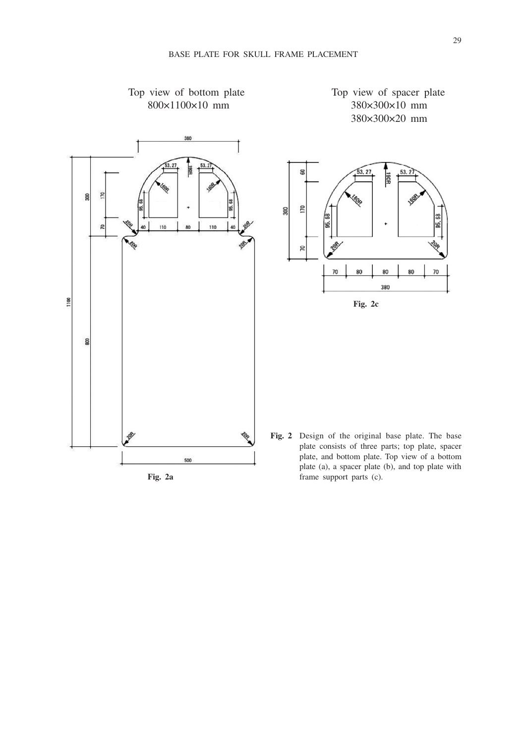Top view of bottom plate
800×1100×10 mm

Top view of spacer plate
380×300×10 mm
380×300×20 mm

Fig. 2a

Fig. 2c

**Fig. 2** Design of the original base plate. The base plate consists of three parts; top plate, spacer plate, and bottom plate. Top view of a bottom plate (a), a spacer plate (b), and top plate with frame support parts (c).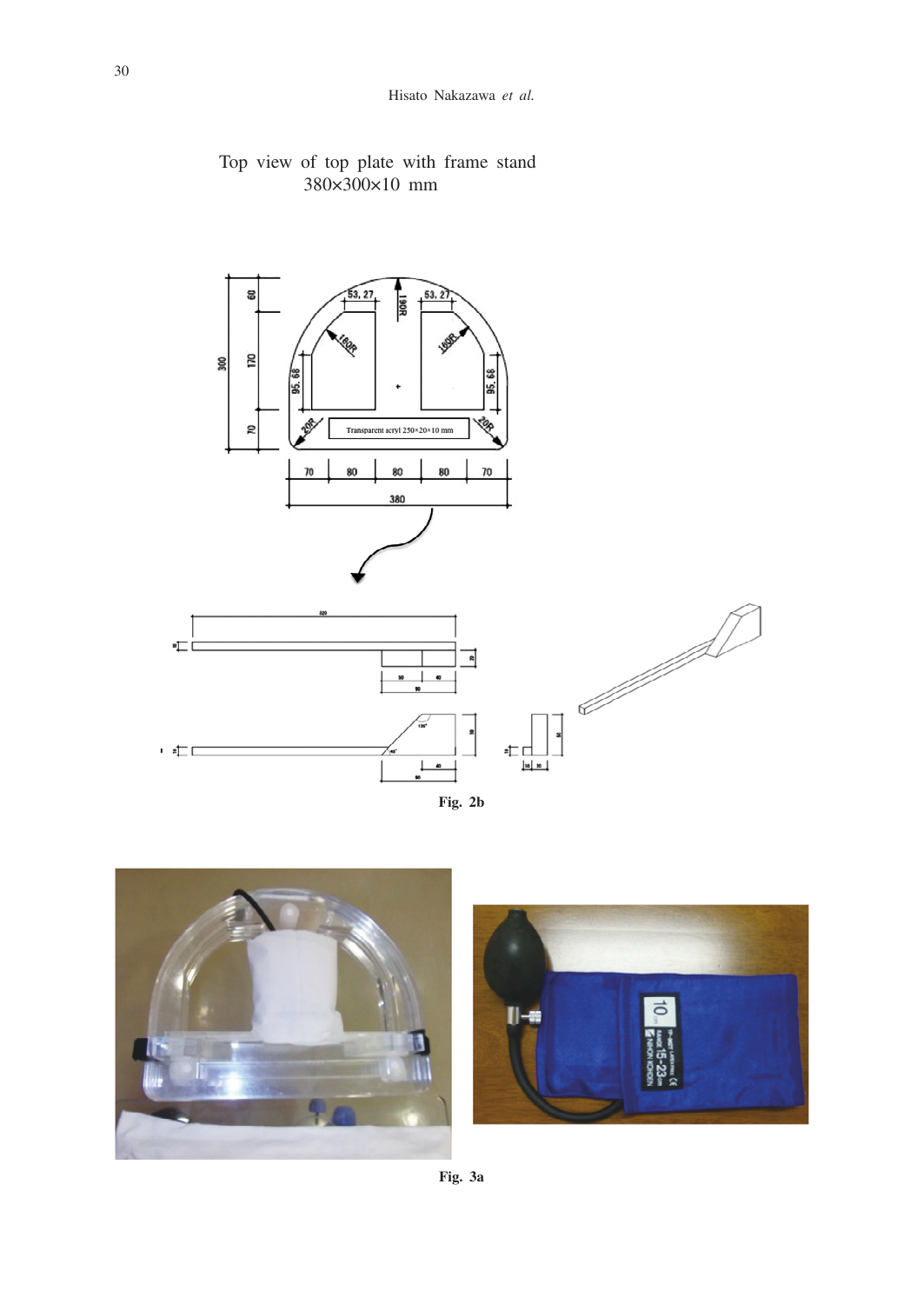Top view of top plate with frame stand
380×300×10 mm

Fig. 2b

Fig. 3a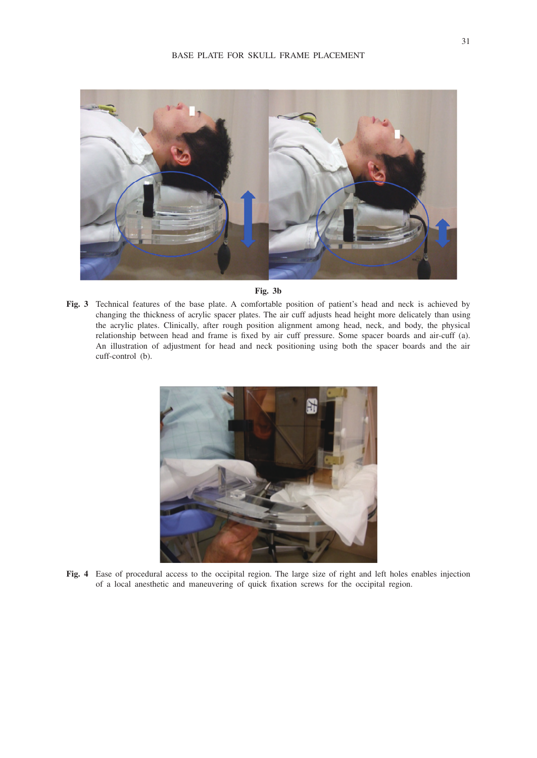**Fig. 3b**

**Fig. 3** Technical features of the base plate. A comfortable position of patient's head and neck is achieved by changing the thickness of acrylic spacer plates. The air cuff adjusts head height more delicately than using the acrylic plates. Clinically, after rough position alignment among head, neck, and body, the physical relationship between head and frame is fixed by air cuff pressure. Some spacer boards and air-cuff (a). An illustration of adjustment for head and neck positioning using both the spacer boards and the air cuff-control (b).

**Fig. 4** Ease of procedural access to the occipital region. The large size of right and left holes enables injection of a local anesthetic and maneuvering of quick fixation screws for the occipital region.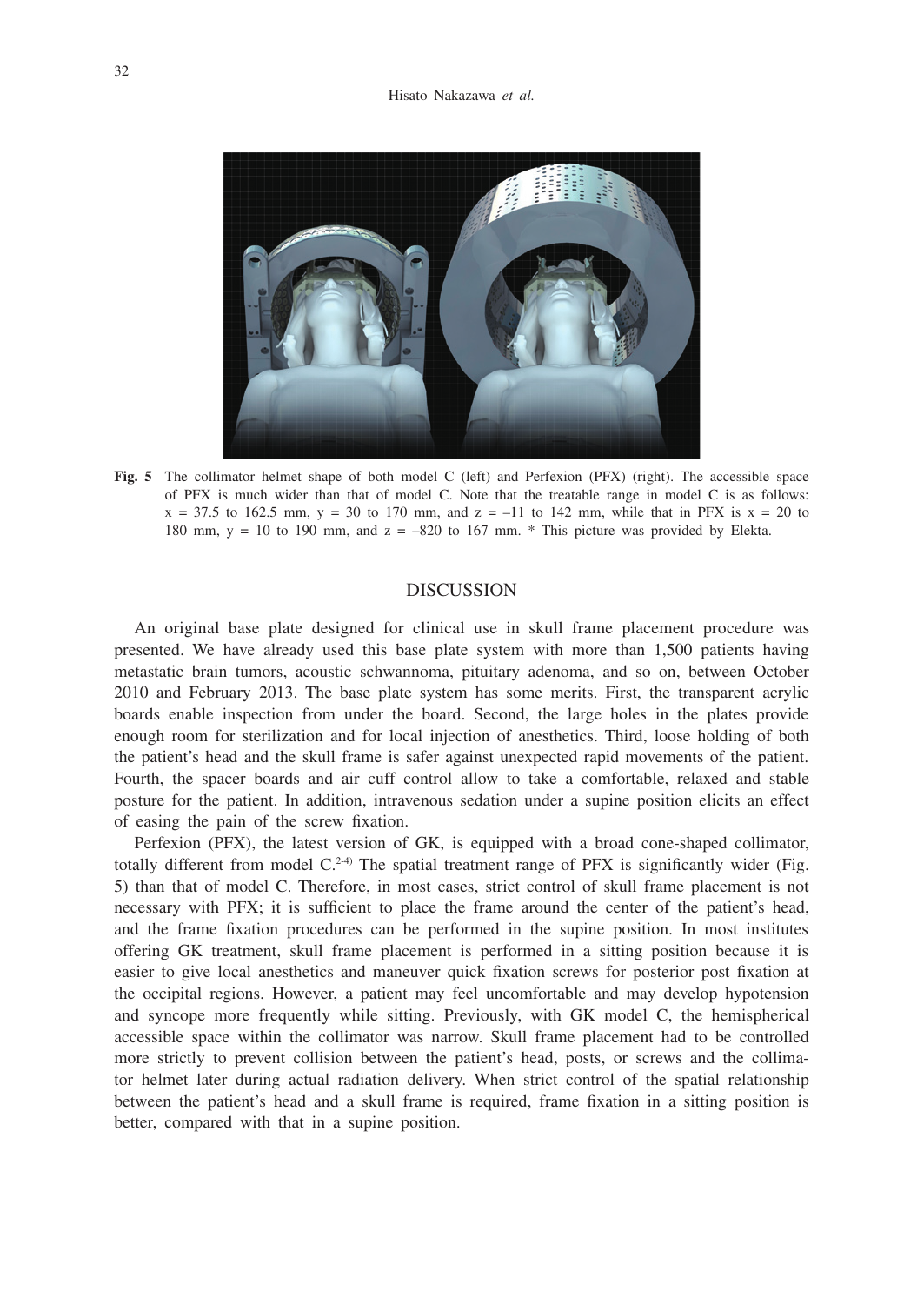**Fig. 5** The collimator helmet shape of both model C (left) and Perfexion (PFX) (right). The accessible space of PFX is much wider than that of model C. Note that the treatable range in model C is as follows: x = 37.5 to 162.5 mm, y = 30 to 170 mm, and z = –11 to 142 mm, while that in PFX is x = 20 to 180 mm, y = 10 to 190 mm, and z = –820 to 167 mm. * This picture was provided by Elekta.

## DISCUSSION

An original base plate designed for clinical use in skull frame placement procedure was presented. We have already used this base plate system with more than 1,500 patients having metastatic brain tumors, acoustic schwannoma, pituitary adenoma, and so on, between October 2010 and February 2013. The base plate system has some merits. First, the transparent acrylic boards enable inspection from under the board. Second, the large holes in the plates provide enough room for sterilization and for local injection of anesthetics. Third, loose holding of both the patient's head and the skull frame is safer against unexpected rapid movements of the patient. Fourth, the spacer boards and air cuff control allow to take a comfortable, relaxed and stable posture for the patient. In addition, intravenous sedation under a supine position elicits an effect of easing the pain of the screw fixation.

Perfexion (PFX), the latest version of GK, is equipped with a broad cone-shaped collimator, totally different from model C.[2-4] The spatial treatment range of PFX is significantly wider (Fig. 5) than that of model C. Therefore, in most cases, strict control of skull frame placement is not necessary with PFX; it is sufficient to place the frame around the center of the patient's head, and the frame fixation procedures can be performed in the supine position. In most institutes offering GK treatment, skull frame placement is performed in a sitting position because it is easier to give local anesthetics and maneuver quick fixation screws for posterior post fixation at the occipital regions. However, a patient may feel uncomfortable and may develop hypotension and syncope more frequently while sitting. Previously, with GK model C, the hemispherical accessible space within the collimator was narrow. Skull frame placement had to be controlled more strictly to prevent collision between the patient's head, posts, or screws and the collimator helmet later during actual radiation delivery. When strict control of the spatial relationship between the patient's head and a skull frame is required, frame fixation in a sitting position is better, compared with that in a supine position.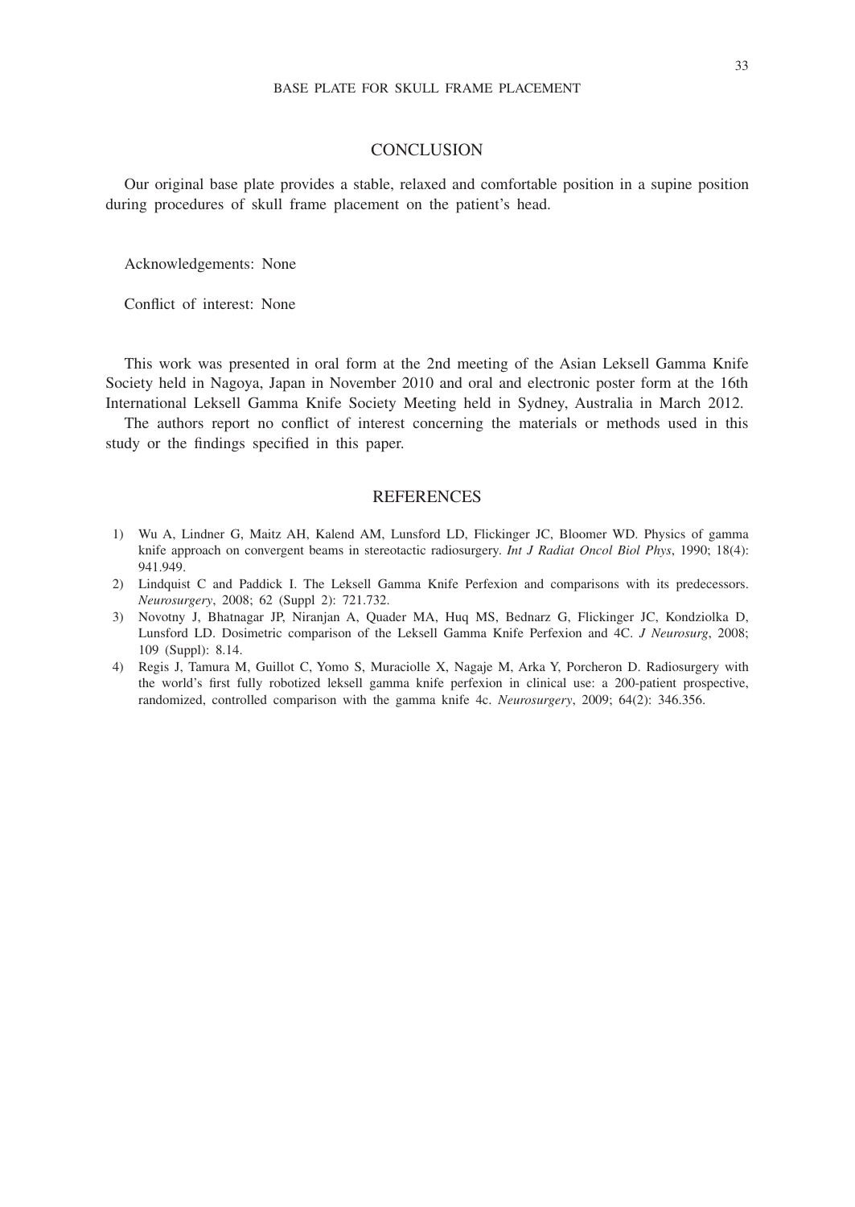## CONCLUSION

Our original base plate provides a stable, relaxed and comfortable position in a supine position during procedures of skull frame placement on the patient's head.

Acknowledgements: None

Conflict of interest: None

This work was presented in oral form at the 2nd meeting of the Asian Leksell Gamma Knife Society held in Nagoya, Japan in November 2010 and oral and electronic poster form at the 16th International Leksell Gamma Knife Society Meeting held in Sydney, Australia in March 2012.

The authors report no conflict of interest concerning the materials or methods used in this study or the findings specified in this paper.

## REFERENCES

1) Wu A, Lindner G, Maitz AH, Kalend AM, Lunsford LD, Flickinger JC, Bloomer WD. Physics of gamma knife approach on convergent beams in stereotactic radiosurgery. *Int J Radiat Oncol Biol Phys*, 1990; 18(4): 941.949.
2) Lindquist C and Paddick I. The Leksell Gamma Knife Perfexion and comparisons with its predecessors. *Neurosurgery*, 2008; 62 (Suppl 2): 721.732.
3) Novotny J, Bhatnagar JP, Niranjan A, Quader MA, Huq MS, Bednarz G, Flickinger JC, Kondziolka D, Lunsford LD. Dosimetric comparison of the Leksell Gamma Knife Perfexion and 4C. *J Neurosurg*, 2008; 109 (Suppl): 8.14.
4) Regis J, Tamura M, Guillot C, Yomo S, Muraciolle X, Nagaje M, Arka Y, Porcheron D. Radiosurgery with the world's first fully robotized leksell gamma knife perfexion in clinical use: a 200-patient prospective, randomized, controlled comparison with the gamma knife 4c. *Neurosurgery*, 2009; 64(2): 346.356.